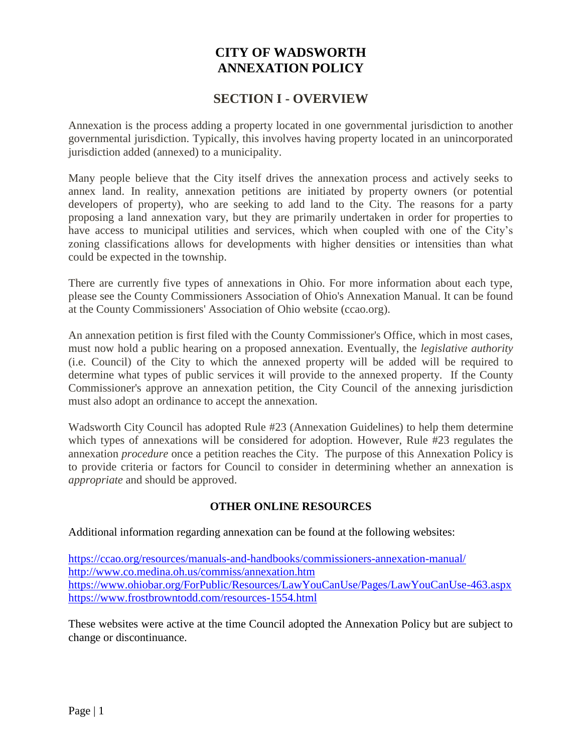# CITY OF WADSWORTH
# ANNEXATION POLICY

## SECTION I - OVERVIEW

Annexation is the process adding a property located in one governmental jurisdiction to another governmental jurisdiction. Typically, this involves having property located in an unincorporated jurisdiction added (annexed) to a municipality.

Many people believe that the City itself drives the annexation process and actively seeks to annex land. In reality, annexation petitions are initiated by property owners (or potential developers of property), who are seeking to add land to the City. The reasons for a party proposing a land annexation vary, but they are primarily undertaken in order for properties to have access to municipal utilities and services, which when coupled with one of the City's zoning classifications allows for developments with higher densities or intensities than what could be expected in the township.

There are currently five types of annexations in Ohio. For more information about each type, please see the County Commissioners Association of Ohio's Annexation Manual. It can be found at the County Commissioners' Association of Ohio website (ccao.org).

An annexation petition is first filed with the County Commissioner's Office, which in most cases, must now hold a public hearing on a proposed annexation. Eventually, the *legislative authority* (i.e. Council) of the City to which the annexed property will be added will be required to determine what types of public services it will provide to the annexed property. If the County Commissioner's approve an annexation petition, the City Council of the annexing jurisdiction must also adopt an ordinance to accept the annexation.

Wadsworth City Council has adopted Rule #23 (Annexation Guidelines) to help them determine which types of annexations will be considered for adoption. However, Rule #23 regulates the annexation *procedure* once a petition reaches the City. The purpose of this Annexation Policy is to provide criteria or factors for Council to consider in determining whether an annexation is *appropriate* and should be approved.

### OTHER ONLINE RESOURCES

Additional information regarding annexation can be found at the following websites:

https://ccao.org/resources/manuals-and-handbooks/commissioners-annexation-manual/
http://www.co.medina.oh.us/commiss/annexation.htm
https://www.ohiobar.org/ForPublic/Resources/LawYouCanUse/Pages/LawYouCanUse-463.aspx
https://www.frostbrowntodd.com/resources-1554.html

These websites were active at the time Council adopted the Annexation Policy but are subject to change or discontinuance.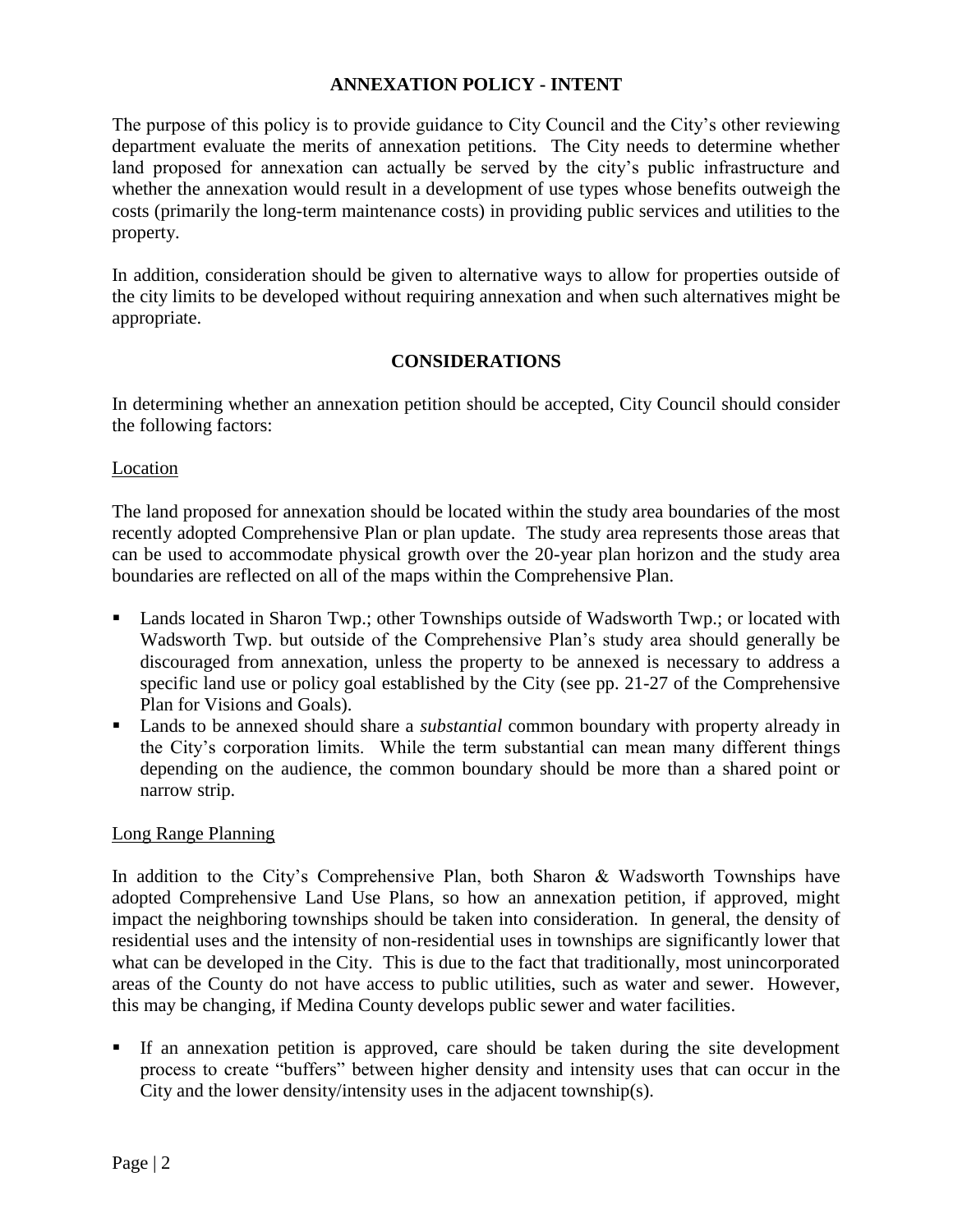## ANNEXATION POLICY - INTENT

The purpose of this policy is to provide guidance to City Council and the City's other reviewing department evaluate the merits of annexation petitions. The City needs to determine whether land proposed for annexation can actually be served by the city's public infrastructure and whether the annexation would result in a development of use types whose benefits outweigh the costs (primarily the long-term maintenance costs) in providing public services and utilities to the property.

In addition, consideration should be given to alternative ways to allow for properties outside of the city limits to be developed without requiring annexation and when such alternatives might be appropriate.

## CONSIDERATIONS

In determining whether an annexation petition should be accepted, City Council should consider the following factors:

### Location

The land proposed for annexation should be located within the study area boundaries of the most recently adopted Comprehensive Plan or plan update. The study area represents those areas that can be used to accommodate physical growth over the 20-year plan horizon and the study area boundaries are reflected on all of the maps within the Comprehensive Plan.

- Lands located in Sharon Twp.; other Townships outside of Wadsworth Twp.; or located with Wadsworth Twp. but outside of the Comprehensive Plan's study area should generally be discouraged from annexation, unless the property to be annexed is necessary to address a specific land use or policy goal established by the City (see pp. 21-27 of the Comprehensive Plan for Visions and Goals).
- Lands to be annexed should share a *substantial* common boundary with property already in the City's corporation limits. While the term substantial can mean many different things depending on the audience, the common boundary should be more than a shared point or narrow strip.

### Long Range Planning

In addition to the City's Comprehensive Plan, both Sharon & Wadsworth Townships have adopted Comprehensive Land Use Plans, so how an annexation petition, if approved, might impact the neighboring townships should be taken into consideration. In general, the density of residential uses and the intensity of non-residential uses in townships are significantly lower that what can be developed in the City. This is due to the fact that traditionally, most unincorporated areas of the County do not have access to public utilities, such as water and sewer. However, this may be changing, if Medina County develops public sewer and water facilities.

- If an annexation petition is approved, care should be taken during the site development process to create "buffers" between higher density and intensity uses that can occur in the City and the lower density/intensity uses in the adjacent township(s).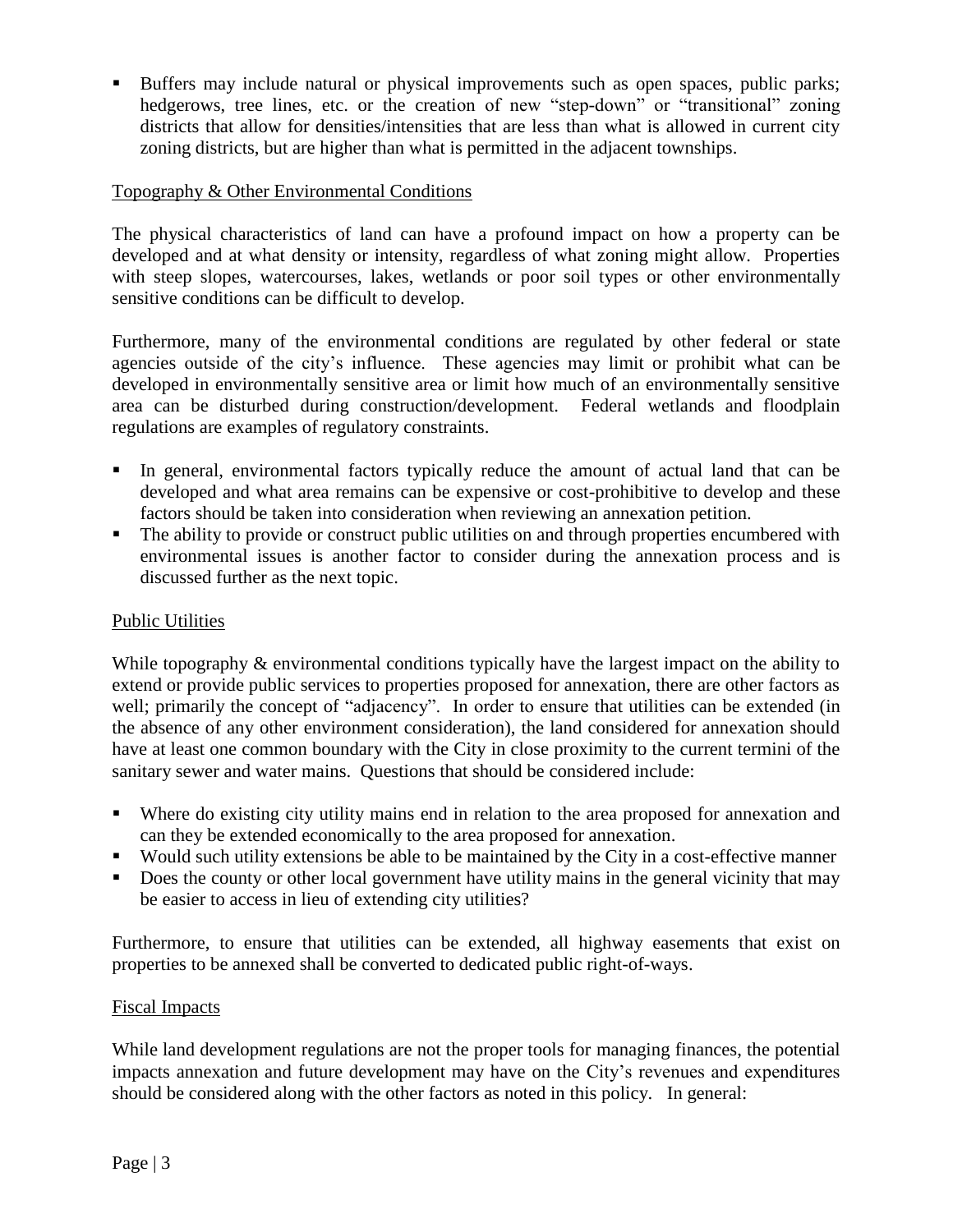- Buffers may include natural or physical improvements such as open spaces, public parks; hedgerows, tree lines, etc. or the creation of new "step-down" or "transitional" zoning districts that allow for densities/intensities that are less than what is allowed in current city zoning districts, but are higher than what is permitted in the adjacent townships.

### Topography & Other Environmental Conditions

The physical characteristics of land can have a profound impact on how a property can be developed and at what density or intensity, regardless of what zoning might allow. Properties with steep slopes, watercourses, lakes, wetlands or poor soil types or other environmentally sensitive conditions can be difficult to develop.

Furthermore, many of the environmental conditions are regulated by other federal or state agencies outside of the city's influence. These agencies may limit or prohibit what can be developed in environmentally sensitive area or limit how much of an environmentally sensitive area can be disturbed during construction/development. Federal wetlands and floodplain regulations are examples of regulatory constraints.

- In general, environmental factors typically reduce the amount of actual land that can be developed and what area remains can be expensive or cost-prohibitive to develop and these factors should be taken into consideration when reviewing an annexation petition.
- The ability to provide or construct public utilities on and through properties encumbered with environmental issues is another factor to consider during the annexation process and is discussed further as the next topic.

### Public Utilities

While topography & environmental conditions typically have the largest impact on the ability to extend or provide public services to properties proposed for annexation, there are other factors as well; primarily the concept of "adjacency". In order to ensure that utilities can be extended (in the absence of any other environment consideration), the land considered for annexation should have at least one common boundary with the City in close proximity to the current termini of the sanitary sewer and water mains. Questions that should be considered include:

- Where do existing city utility mains end in relation to the area proposed for annexation and can they be extended economically to the area proposed for annexation.
- Would such utility extensions be able to be maintained by the City in a cost-effective manner
- Does the county or other local government have utility mains in the general vicinity that may be easier to access in lieu of extending city utilities?

Furthermore, to ensure that utilities can be extended, all highway easements that exist on properties to be annexed shall be converted to dedicated public right-of-ways.

### Fiscal Impacts

While land development regulations are not the proper tools for managing finances, the potential impacts annexation and future development may have on the City's revenues and expenditures should be considered along with the other factors as noted in this policy. In general: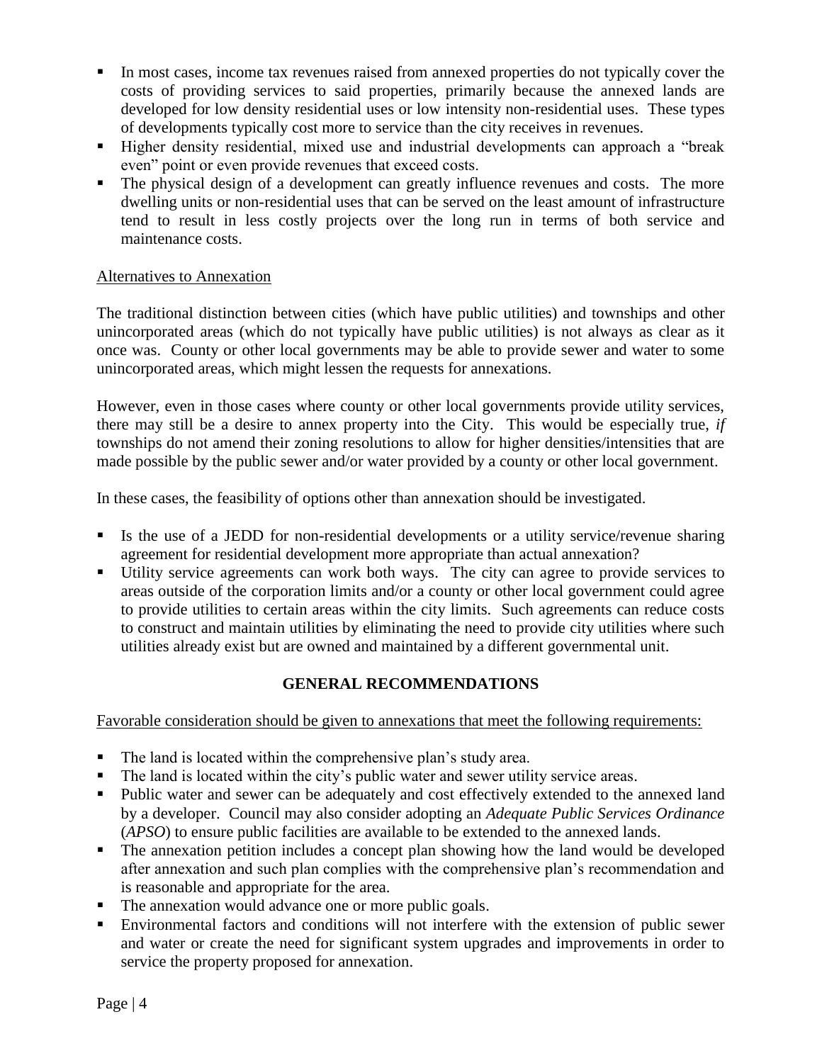- In most cases, income tax revenues raised from annexed properties do not typically cover the costs of providing services to said properties, primarily because the annexed lands are developed for low density residential uses or low intensity non-residential uses. These types of developments typically cost more to service than the city receives in revenues.
- Higher density residential, mixed use and industrial developments can approach a "break even" point or even provide revenues that exceed costs.
- The physical design of a development can greatly influence revenues and costs. The more dwelling units or non-residential uses that can be served on the least amount of infrastructure tend to result in less costly projects over the long run in terms of both service and maintenance costs.

<u>Alternatives to Annexation</u>

The traditional distinction between cities (which have public utilities) and townships and other unincorporated areas (which do not typically have public utilities) is not always as clear as it once was. County or other local governments may be able to provide sewer and water to some unincorporated areas, which might lessen the requests for annexations.

However, even in those cases where county or other local governments provide utility services, there may still be a desire to annex property into the City. This would be especially true, *if* townships do not amend their zoning resolutions to allow for higher densities/intensities that are made possible by the public sewer and/or water provided by a county or other local government.

In these cases, the feasibility of options other than annexation should be investigated.

- Is the use of a JEDD for non-residential developments or a utility service/revenue sharing agreement for residential development more appropriate than actual annexation?
- Utility service agreements can work both ways. The city can agree to provide services to areas outside of the corporation limits and/or a county or other local government could agree to provide utilities to certain areas within the city limits. Such agreements can reduce costs to construct and maintain utilities by eliminating the need to provide city utilities where such utilities already exist but are owned and maintained by a different governmental unit.

## GENERAL RECOMMENDATIONS

<u>Favorable consideration should be given to annexations that meet the following requirements:</u>

- The land is located within the comprehensive plan's study area.
- The land is located within the city's public water and sewer utility service areas.
- Public water and sewer can be adequately and cost effectively extended to the annexed land by a developer. Council may also consider adopting an *Adequate Public Services Ordinance* (*APSO*) to ensure public facilities are available to be extended to the annexed lands.
- The annexation petition includes a concept plan showing how the land would be developed after annexation and such plan complies with the comprehensive plan's recommendation and is reasonable and appropriate for the area.
- The annexation would advance one or more public goals.
- Environmental factors and conditions will not interfere with the extension of public sewer and water or create the need for significant system upgrades and improvements in order to service the property proposed for annexation.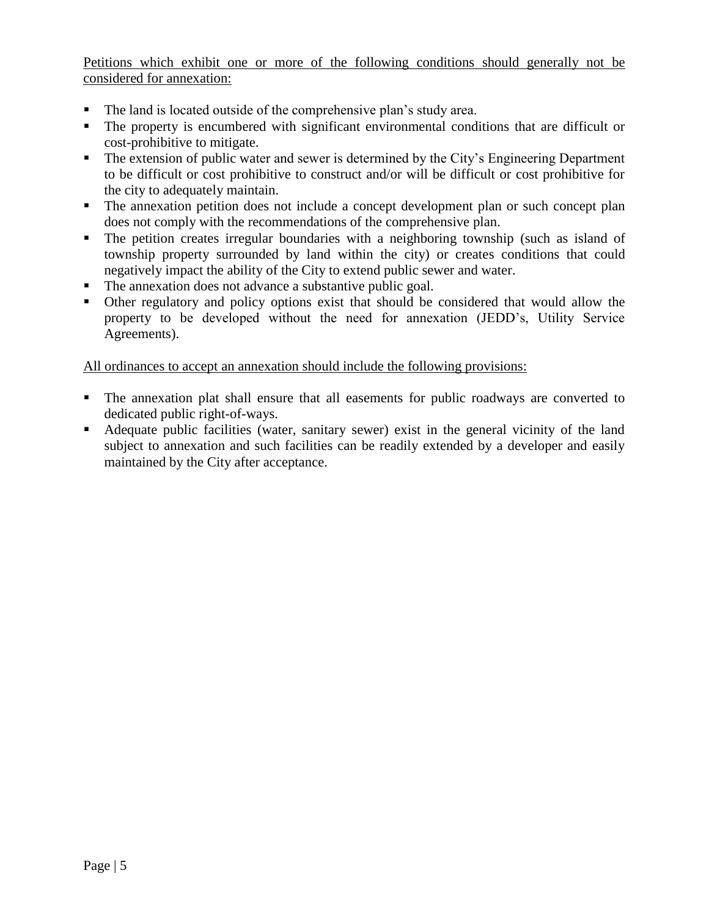<u>Petitions which exhibit one or more of the following conditions should generally not be considered for annexation:</u>

- The land is located outside of the comprehensive plan's study area.
- The property is encumbered with significant environmental conditions that are difficult or cost-prohibitive to mitigate.
- The extension of public water and sewer is determined by the City's Engineering Department to be difficult or cost prohibitive to construct and/or will be difficult or cost prohibitive for the city to adequately maintain.
- The annexation petition does not include a concept development plan or such concept plan does not comply with the recommendations of the comprehensive plan.
- The petition creates irregular boundaries with a neighboring township (such as island of township property surrounded by land within the city) or creates conditions that could negatively impact the ability of the City to extend public sewer and water.
- The annexation does not advance a substantive public goal.
- Other regulatory and policy options exist that should be considered that would allow the property to be developed without the need for annexation (JEDD's, Utility Service Agreements).

<u>All ordinances to accept an annexation should include the following provisions:</u>

- The annexation plat shall ensure that all easements for public roadways are converted to dedicated public right-of-ways.
- Adequate public facilities (water, sanitary sewer) exist in the general vicinity of the land subject to annexation and such facilities can be readily extended by a developer and easily maintained by the City after acceptance.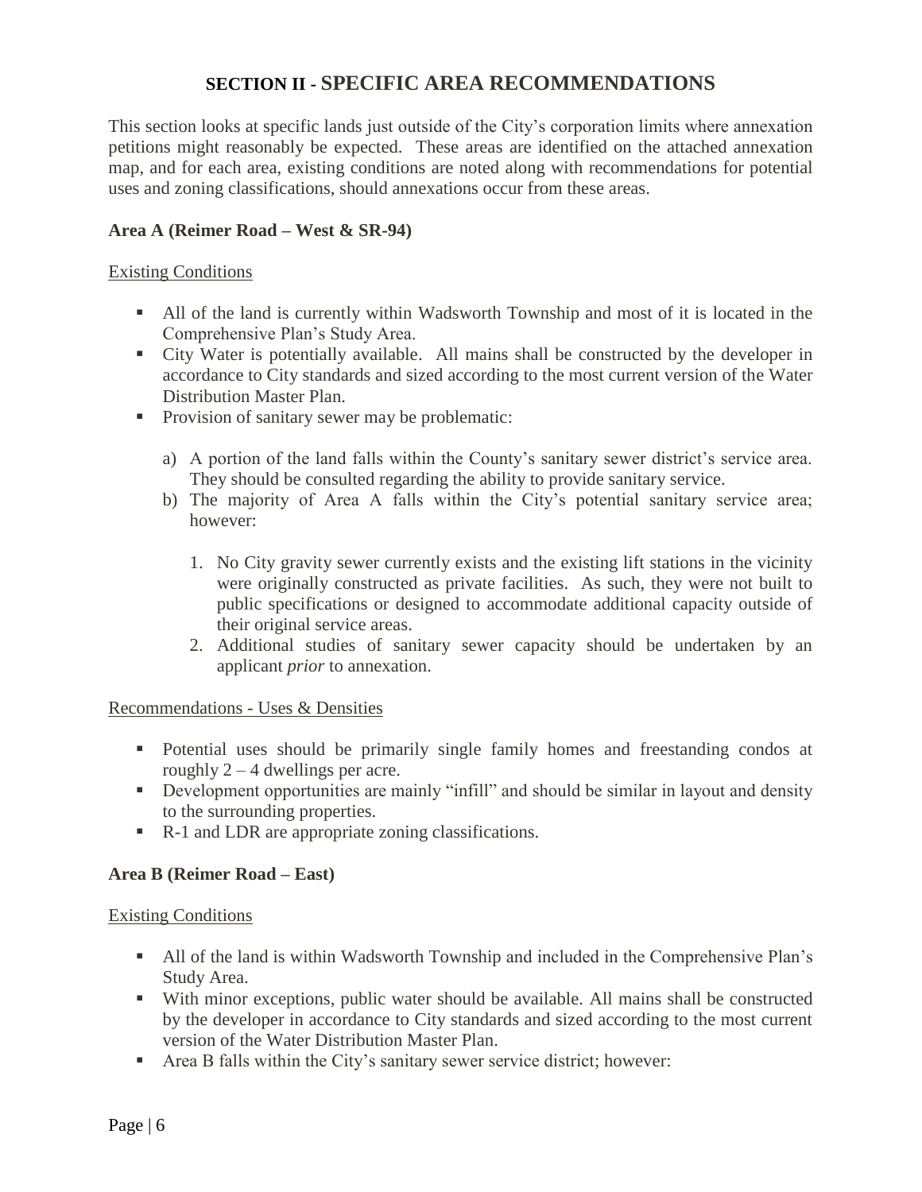## SECTION II - SPECIFIC AREA RECOMMENDATIONS

This section looks at specific lands just outside of the City's corporation limits where annexation petitions might reasonably be expected. These areas are identified on the attached annexation map, and for each area, existing conditions are noted along with recommendations for potential uses and zoning classifications, should annexations occur from these areas.

### Area A (Reimer Road – West & SR-94)

<u>Existing Conditions</u>

- All of the land is currently within Wadsworth Township and most of it is located in the Comprehensive Plan's Study Area.
- City Water is potentially available. All mains shall be constructed by the developer in accordance to City standards and sized according to the most current version of the Water Distribution Master Plan.
- Provision of sanitary sewer may be problematic:

  a) A portion of the land falls within the County's sanitary sewer district's service area. They should be consulted regarding the ability to provide sanitary service.

  b) The majority of Area A falls within the City's potential sanitary service area; however:

     1. No City gravity sewer currently exists and the existing lift stations in the vicinity were originally constructed as private facilities. As such, they were not built to public specifications or designed to accommodate additional capacity outside of their original service areas.
     2. Additional studies of sanitary sewer capacity should be undertaken by an applicant *prior* to annexation.

<u>Recommendations - Uses & Densities</u>

- Potential uses should be primarily single family homes and freestanding condos at roughly 2 – 4 dwellings per acre.
- Development opportunities are mainly "infill" and should be similar in layout and density to the surrounding properties.
- R-1 and LDR are appropriate zoning classifications.

### Area B (Reimer Road – East)

<u>Existing Conditions</u>

- All of the land is within Wadsworth Township and included in the Comprehensive Plan's Study Area.
- With minor exceptions, public water should be available. All mains shall be constructed by the developer in accordance to City standards and sized according to the most current version of the Water Distribution Master Plan.
- Area B falls within the City's sanitary sewer service district; however: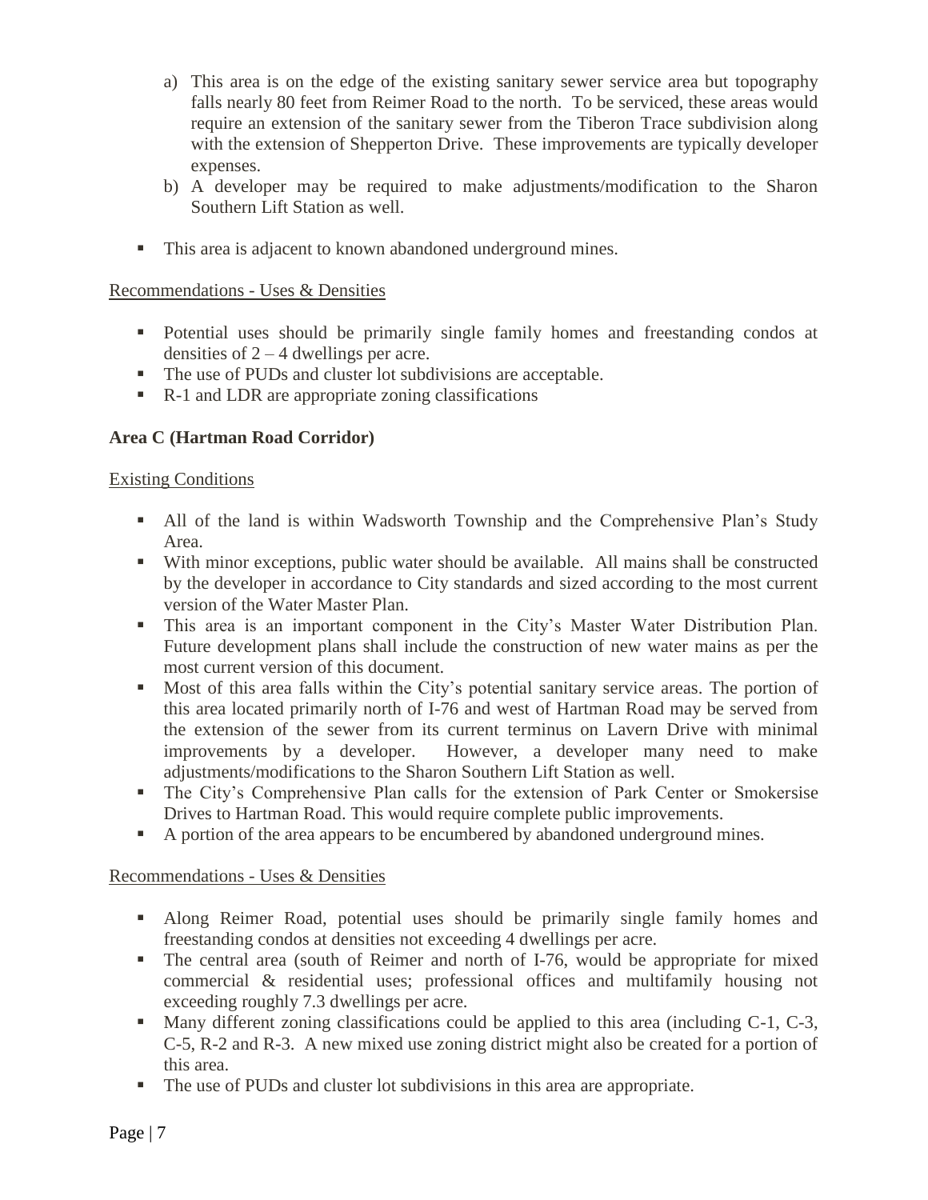a) This area is on the edge of the existing sanitary sewer service area but topography falls nearly 80 feet from Reimer Road to the north. To be serviced, these areas would require an extension of the sanitary sewer from the Tiberon Trace subdivision along with the extension of Shepperton Drive. These improvements are typically developer expenses.
b) A developer may be required to make adjustments/modification to the Sharon Southern Lift Station as well.

- This area is adjacent to known abandoned underground mines.

Recommendations - Uses & Densities

- Potential uses should be primarily single family homes and freestanding condos at densities of 2 – 4 dwellings per acre.
- The use of PUDs and cluster lot subdivisions are acceptable.
- R-1 and LDR are appropriate zoning classifications

**Area C (Hartman Road Corridor)**

Existing Conditions

- All of the land is within Wadsworth Township and the Comprehensive Plan's Study Area.
- With minor exceptions, public water should be available. All mains shall be constructed by the developer in accordance to City standards and sized according to the most current version of the Water Master Plan.
- This area is an important component in the City's Master Water Distribution Plan. Future development plans shall include the construction of new water mains as per the most current version of this document.
- Most of this area falls within the City's potential sanitary service areas. The portion of this area located primarily north of I-76 and west of Hartman Road may be served from the extension of the sewer from its current terminus on Lavern Drive with minimal improvements by a developer. However, a developer many need to make adjustments/modifications to the Sharon Southern Lift Station as well.
- The City's Comprehensive Plan calls for the extension of Park Center or Smokersise Drives to Hartman Road. This would require complete public improvements.
- A portion of the area appears to be encumbered by abandoned underground mines.

Recommendations - Uses & Densities

- Along Reimer Road, potential uses should be primarily single family homes and freestanding condos at densities not exceeding 4 dwellings per acre.
- The central area (south of Reimer and north of I-76, would be appropriate for mixed commercial & residential uses; professional offices and multifamily housing not exceeding roughly 7.3 dwellings per acre.
- Many different zoning classifications could be applied to this area (including C-1, C-3, C-5, R-2 and R-3. A new mixed use zoning district might also be created for a portion of this area.
- The use of PUDs and cluster lot subdivisions in this area are appropriate.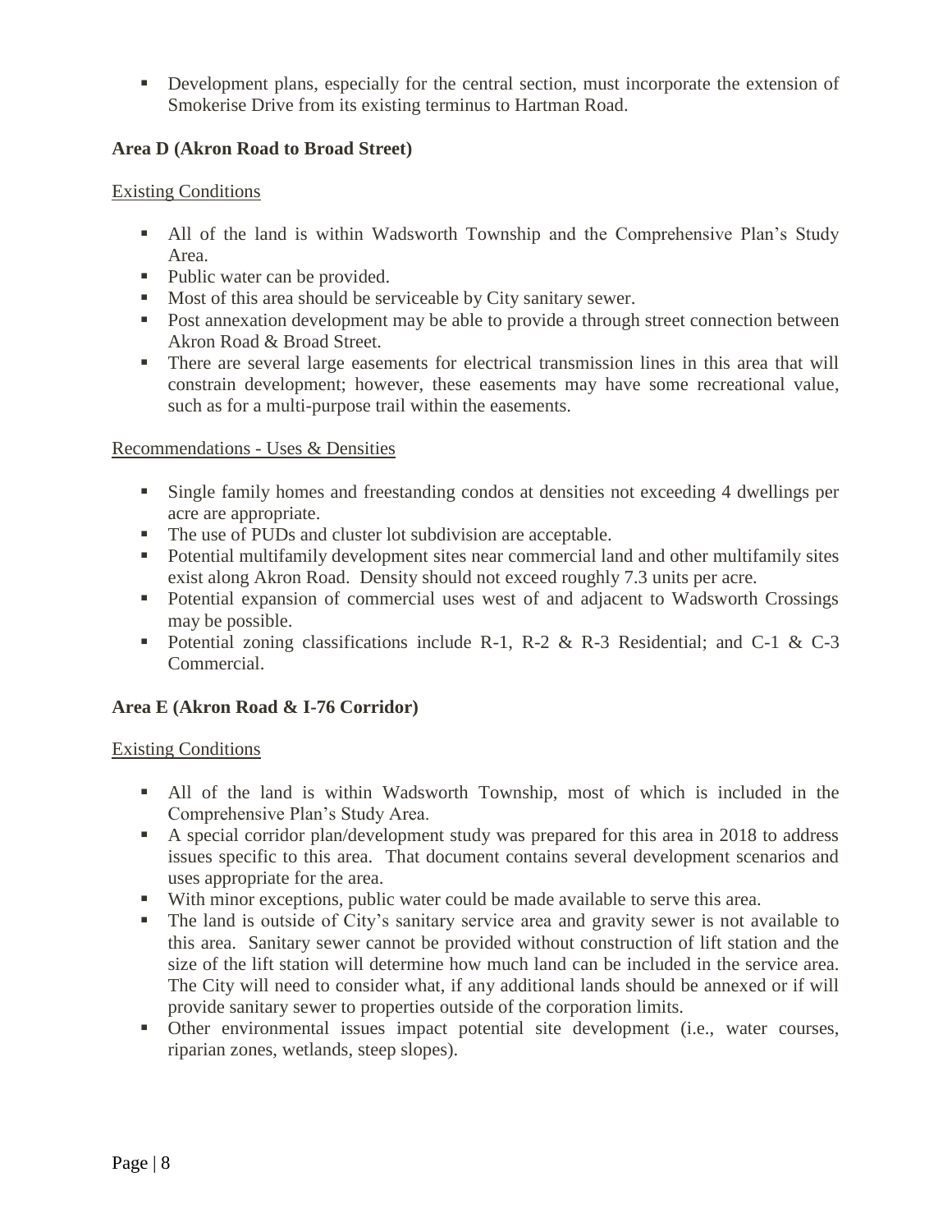- Development plans, especially for the central section, must incorporate the extension of Smokerise Drive from its existing terminus to Hartman Road.

### Area D (Akron Road to Broad Street)

Existing Conditions

- All of the land is within Wadsworth Township and the Comprehensive Plan's Study Area.
- Public water can be provided.
- Most of this area should be serviceable by City sanitary sewer.
- Post annexation development may be able to provide a through street connection between Akron Road & Broad Street.
- There are several large easements for electrical transmission lines in this area that will constrain development; however, these easements may have some recreational value, such as for a multi-purpose trail within the easements.

Recommendations - Uses & Densities

- Single family homes and freestanding condos at densities not exceeding 4 dwellings per acre are appropriate.
- The use of PUDs and cluster lot subdivision are acceptable.
- Potential multifamily development sites near commercial land and other multifamily sites exist along Akron Road. Density should not exceed roughly 7.3 units per acre.
- Potential expansion of commercial uses west of and adjacent to Wadsworth Crossings may be possible.
- Potential zoning classifications include R-1, R-2 & R-3 Residential; and C-1 & C-3 Commercial.

### Area E (Akron Road & I-76 Corridor)

Existing Conditions

- All of the land is within Wadsworth Township, most of which is included in the Comprehensive Plan's Study Area.
- A special corridor plan/development study was prepared for this area in 2018 to address issues specific to this area. That document contains several development scenarios and uses appropriate for the area.
- With minor exceptions, public water could be made available to serve this area.
- The land is outside of City's sanitary service area and gravity sewer is not available to this area. Sanitary sewer cannot be provided without construction of lift station and the size of the lift station will determine how much land can be included in the service area. The City will need to consider what, if any additional lands should be annexed or if will provide sanitary sewer to properties outside of the corporation limits.
- Other environmental issues impact potential site development (i.e., water courses, riparian zones, wetlands, steep slopes).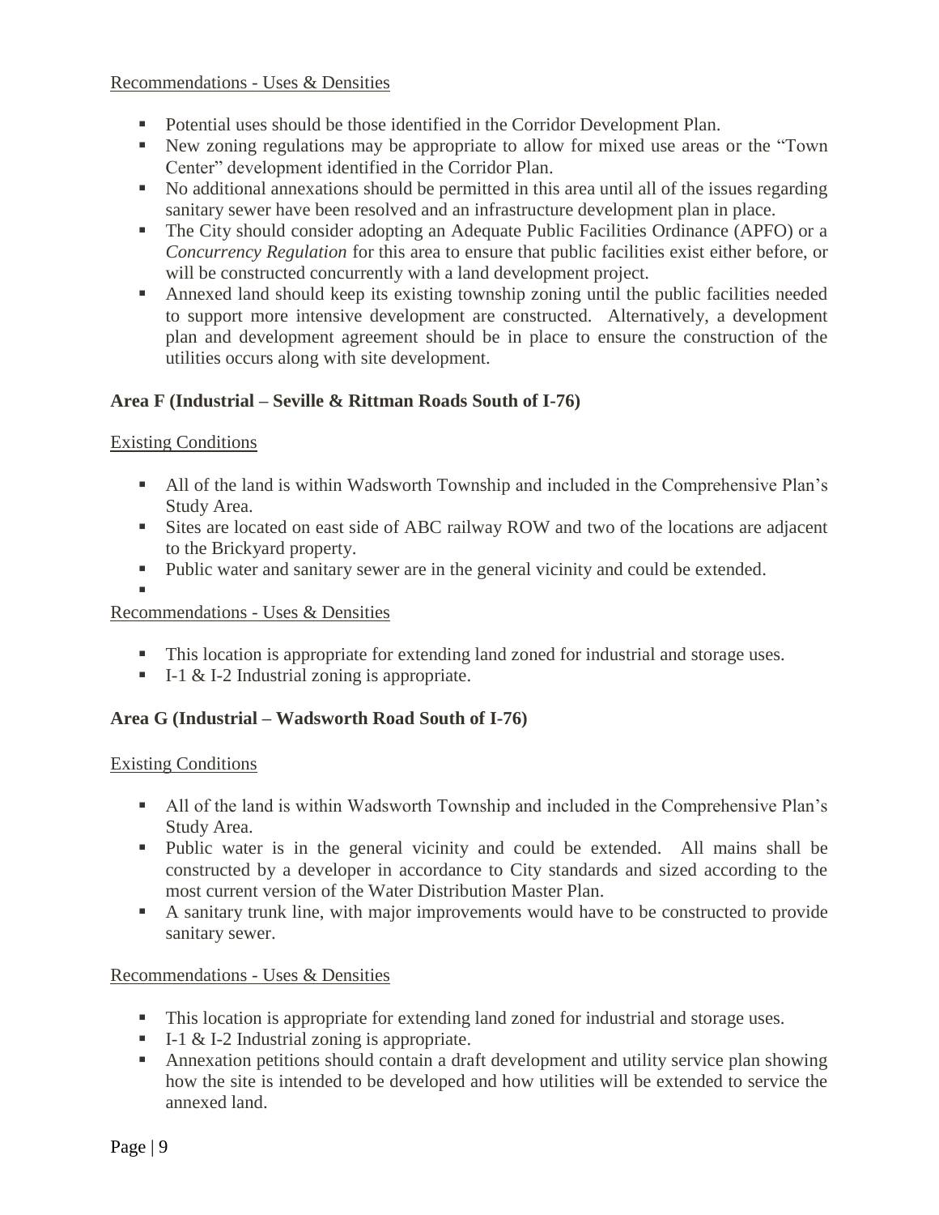Recommendations - Uses & Densities

- Potential uses should be those identified in the Corridor Development Plan.
- New zoning regulations may be appropriate to allow for mixed use areas or the "Town Center" development identified in the Corridor Plan.
- No additional annexations should be permitted in this area until all of the issues regarding sanitary sewer have been resolved and an infrastructure development plan in place.
- The City should consider adopting an Adequate Public Facilities Ordinance (APFO) or a *Concurrency Regulation* for this area to ensure that public facilities exist either before, or will be constructed concurrently with a land development project.
- Annexed land should keep its existing township zoning until the public facilities needed to support more intensive development are constructed. Alternatively, a development plan and development agreement should be in place to ensure the construction of the utilities occurs along with site development.

**Area F (Industrial – Seville & Rittman Roads South of I-76)**

Existing Conditions

- All of the land is within Wadsworth Township and included in the Comprehensive Plan's Study Area.
- Sites are located on east side of ABC railway ROW and two of the locations are adjacent to the Brickyard property.
- Public water and sanitary sewer are in the general vicinity and could be extended.

Recommendations - Uses & Densities

- This location is appropriate for extending land zoned for industrial and storage uses.
- I-1 & I-2 Industrial zoning is appropriate.

**Area G (Industrial – Wadsworth Road South of I-76)**

Existing Conditions

- All of the land is within Wadsworth Township and included in the Comprehensive Plan's Study Area.
- Public water is in the general vicinity and could be extended. All mains shall be constructed by a developer in accordance to City standards and sized according to the most current version of the Water Distribution Master Plan.
- A sanitary trunk line, with major improvements would have to be constructed to provide sanitary sewer.

Recommendations - Uses & Densities

- This location is appropriate for extending land zoned for industrial and storage uses.
- I-1 & I-2 Industrial zoning is appropriate.
- Annexation petitions should contain a draft development and utility service plan showing how the site is intended to be developed and how utilities will be extended to service the annexed land.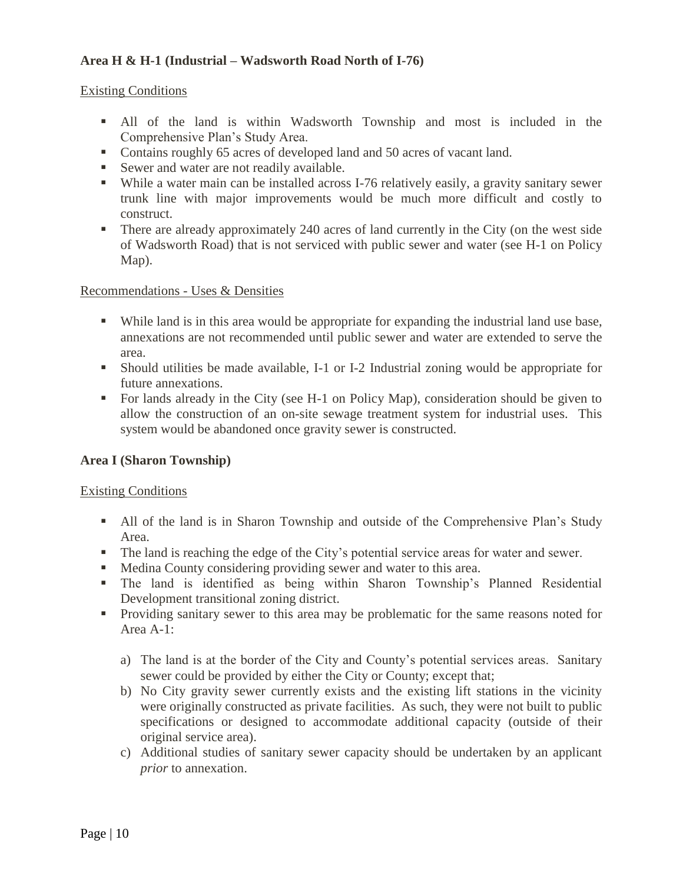**Area H & H-1 (Industrial – Wadsworth Road North of I-76)**

Existing Conditions

- All of the land is within Wadsworth Township and most is included in the Comprehensive Plan's Study Area.
- Contains roughly 65 acres of developed land and 50 acres of vacant land.
- Sewer and water are not readily available.
- While a water main can be installed across I-76 relatively easily, a gravity sanitary sewer trunk line with major improvements would be much more difficult and costly to construct.
- There are already approximately 240 acres of land currently in the City (on the west side of Wadsworth Road) that is not serviced with public sewer and water (see H-1 on Policy Map).

Recommendations - Uses & Densities

- While land is in this area would be appropriate for expanding the industrial land use base, annexations are not recommended until public sewer and water are extended to serve the area.
- Should utilities be made available, I-1 or I-2 Industrial zoning would be appropriate for future annexations.
- For lands already in the City (see H-1 on Policy Map), consideration should be given to allow the construction of an on-site sewage treatment system for industrial uses. This system would be abandoned once gravity sewer is constructed.

**Area I (Sharon Township)**

Existing Conditions

- All of the land is in Sharon Township and outside of the Comprehensive Plan's Study Area.
- The land is reaching the edge of the City's potential service areas for water and sewer.
- Medina County considering providing sewer and water to this area.
- The land is identified as being within Sharon Township's Planned Residential Development transitional zoning district.
- Providing sanitary sewer to this area may be problematic for the same reasons noted for Area A-1:

  a) The land is at the border of the City and County's potential services areas. Sanitary sewer could be provided by either the City or County; except that;
  b) No City gravity sewer currently exists and the existing lift stations in the vicinity were originally constructed as private facilities. As such, they were not built to public specifications or designed to accommodate additional capacity (outside of their original service area).
  c) Additional studies of sanitary sewer capacity should be undertaken by an applicant *prior* to annexation.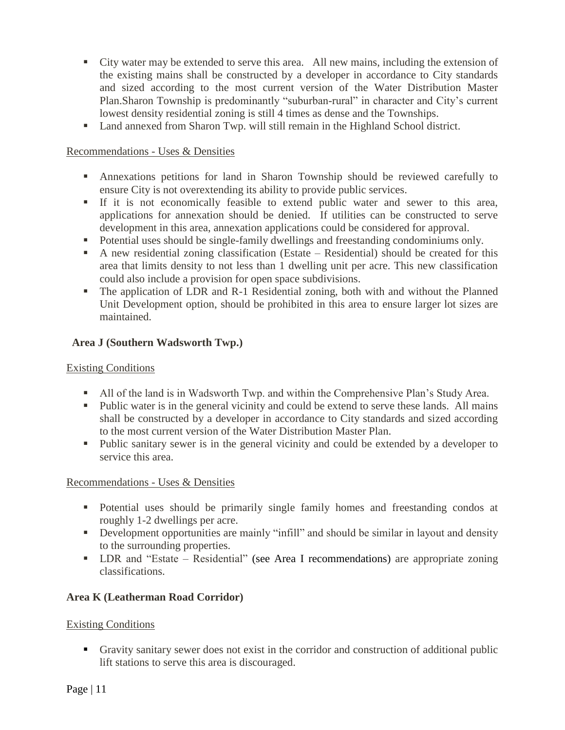- City water may be extended to serve this area. All new mains, including the extension of the existing mains shall be constructed by a developer in accordance to City standards and sized according to the most current version of the Water Distribution Master Plan.Sharon Township is predominantly "suburban-rural" in character and City's current lowest density residential zoning is still 4 times as dense and the Townships.
- Land annexed from Sharon Twp. will still remain in the Highland School district.

Recommendations - Uses & Densities

- Annexations petitions for land in Sharon Township should be reviewed carefully to ensure City is not overextending its ability to provide public services.
- If it is not economically feasible to extend public water and sewer to this area, applications for annexation should be denied. If utilities can be constructed to serve development in this area, annexation applications could be considered for approval.
- Potential uses should be single-family dwellings and freestanding condominiums only.
- A new residential zoning classification (Estate – Residential) should be created for this area that limits density to not less than 1 dwelling unit per acre. This new classification could also include a provision for open space subdivisions.
- The application of LDR and R-1 Residential zoning, both with and without the Planned Unit Development option, should be prohibited in this area to ensure larger lot sizes are maintained.

**Area J (Southern Wadsworth Twp.)**

Existing Conditions

- All of the land is in Wadsworth Twp. and within the Comprehensive Plan's Study Area.
- Public water is in the general vicinity and could be extend to serve these lands. All mains shall be constructed by a developer in accordance to City standards and sized according to the most current version of the Water Distribution Master Plan.
- Public sanitary sewer is in the general vicinity and could be extended by a developer to service this area.

Recommendations - Uses & Densities

- Potential uses should be primarily single family homes and freestanding condos at roughly 1-2 dwellings per acre.
- Development opportunities are mainly "infill" and should be similar in layout and density to the surrounding properties.
- LDR and "Estate – Residential" (see Area I recommendations) are appropriate zoning classifications.

**Area K (Leatherman Road Corridor)**

Existing Conditions

- Gravity sanitary sewer does not exist in the corridor and construction of additional public lift stations to serve this area is discouraged.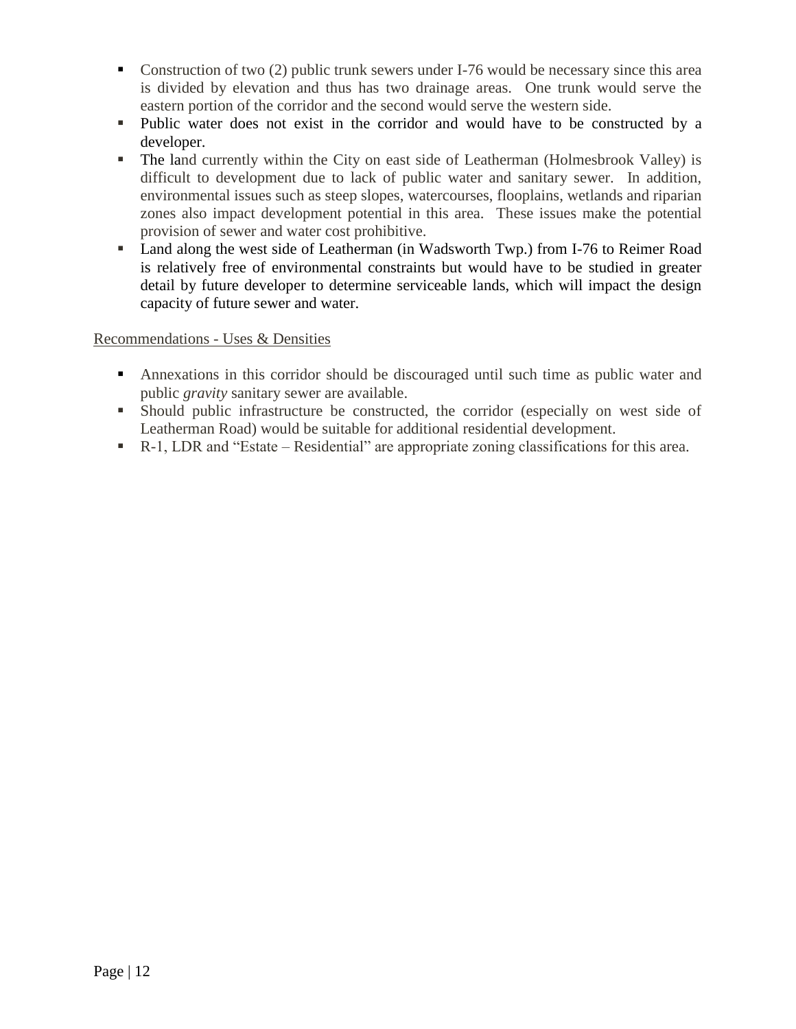- Construction of two (2) public trunk sewers under I-76 would be necessary since this area is divided by elevation and thus has two drainage areas. One trunk would serve the eastern portion of the corridor and the second would serve the western side.
- Public water does not exist in the corridor and would have to be constructed by a developer.
- The land currently within the City on east side of Leatherman (Holmesbrook Valley) is difficult to development due to lack of public water and sanitary sewer. In addition, environmental issues such as steep slopes, watercourses, flooplains, wetlands and riparian zones also impact development potential in this area. These issues make the potential provision of sewer and water cost prohibitive.
- Land along the west side of Leatherman (in Wadsworth Twp.) from I-76 to Reimer Road is relatively free of environmental constraints but would have to be studied in greater detail by future developer to determine serviceable lands, which will impact the design capacity of future sewer and water.

<u>Recommendations - Uses & Densities</u>

- Annexations in this corridor should be discouraged until such time as public water and public *gravity* sanitary sewer are available.
- Should public infrastructure be constructed, the corridor (especially on west side of Leatherman Road) would be suitable for additional residential development.
- R-1, LDR and "Estate – Residential" are appropriate zoning classifications for this area.